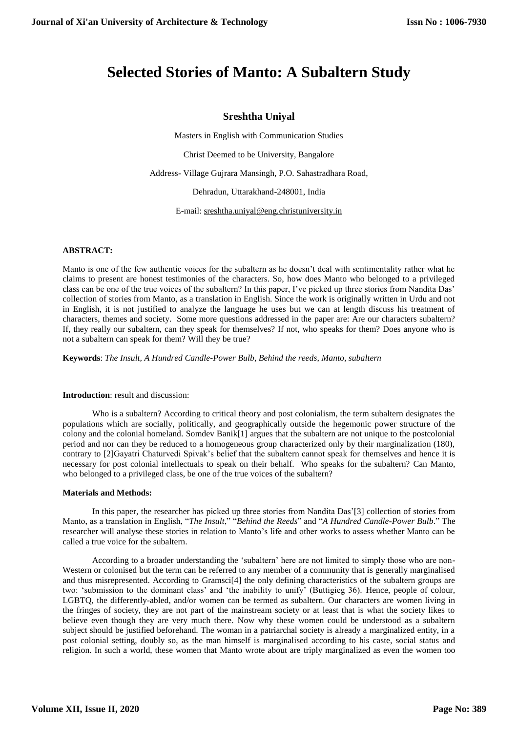# Selected Stories of Manto: A Subaltern Study

**Sreshtha Uniyal**

Masters in English with Communication Studies

Christ Deemed to be University, Bangalore

Address- Village Gujrara Mansingh, P.O. Sahastradhara Road,

Dehradun, Uttarakhand-248001, India

E-mail: sreshtha.uniyal@eng.christuniversity.in

**ABSTRACT:**

Manto is one of the few authentic voices for the subaltern as he doesn't deal with sentimentality rather what he claims to present are honest testimonies of the characters. So, how does Manto who belonged to a privileged class can be one of the true voices of the subaltern? In this paper, I've picked up three stories from Nandita Das' collection of stories from Manto, as a translation in English. Since the work is originally written in Urdu and not in English, it is not justified to analyze the language he uses but we can at length discuss his treatment of characters, themes and society. Some more questions addressed in the paper are: Are our characters subaltern? If, they really our subaltern, can they speak for themselves? If not, who speaks for them? Does anyone who is not a subaltern can speak for them? Will they be true?

**Keywords**: *The Insult, A Hundred Candle-Power Bulb, Behind the reeds, Manto, subaltern*

**Introduction**: result and discussion:

Who is a subaltern? According to critical theory and post colonialism, the term subaltern designates the populations which are socially, politically, and geographically outside the hegemonic power structure of the colony and the colonial homeland. Somdev Banik[1] argues that the subaltern are not unique to the postcolonial period and nor can they be reduced to a homogeneous group characterized only by their marginalization (180), contrary to [2]Gayatri Chaturvedi Spivak's belief that the subaltern cannot speak for themselves and hence it is necessary for post colonial intellectuals to speak on their behalf. Who speaks for the subaltern? Can Manto, who belonged to a privileged class, be one of the true voices of the subaltern?

**Materials and Methods:**

In this paper, the researcher has picked up three stories from Nandita Das'[3] collection of stories from Manto, as a translation in English, "*The Insult*," "*Behind the Reeds*" and "*A Hundred Candle-Power Bulb*." The researcher will analyse these stories in relation to Manto's life and other works to assess whether Manto can be called a true voice for the subaltern.

According to a broader understanding the 'subaltern' here are not limited to simply those who are non-Western or colonised but the term can be referred to any member of a community that is generally marginalised and thus misrepresented. According to Gramsci[4] the only defining characteristics of the subaltern groups are two: 'submission to the dominant class' and 'the inability to unify' (Buttigieg 36). Hence, people of colour, LGBTQ, the differently-abled, and/or women can be termed as subaltern. Our characters are women living in the fringes of society, they are not part of the mainstream society or at least that is what the society likes to believe even though they are very much there. Now why these women could be understood as a subaltern subject should be justified beforehand. The woman in a patriarchal society is already a marginalized entity, in a post colonial setting, doubly so, as the man himself is marginalised according to his caste, social status and religion. In such a world, these women that Manto wrote about are triply marginalized as even the women too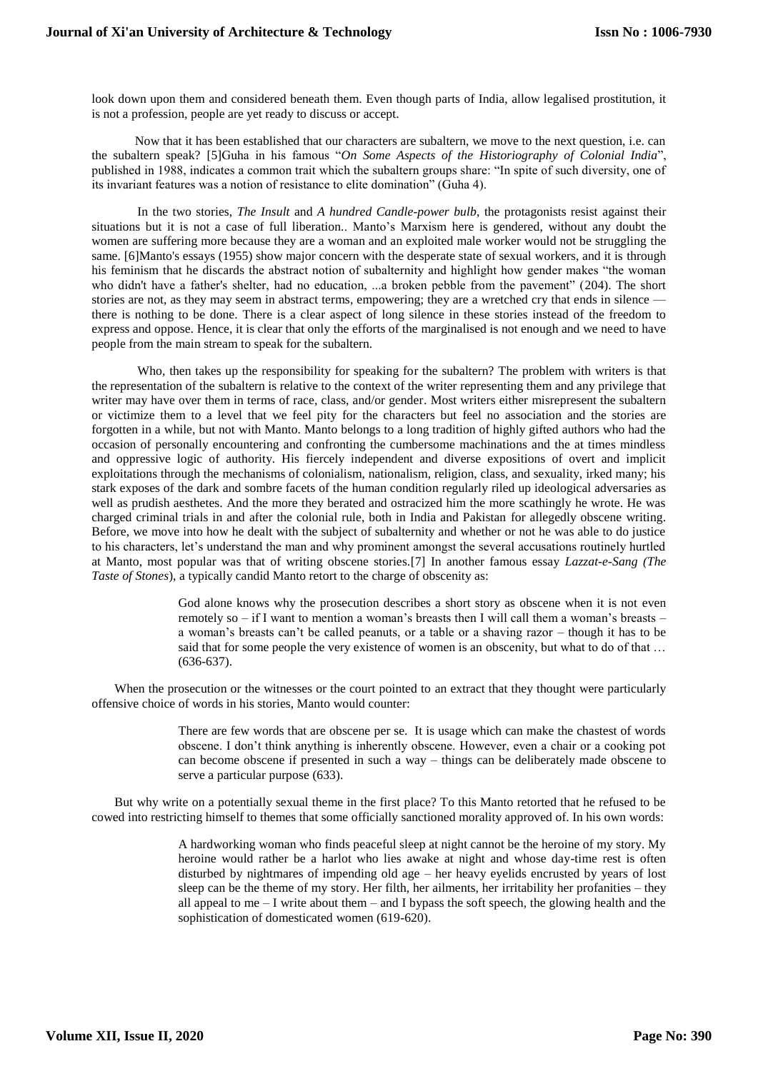look down upon them and considered beneath them. Even though parts of India, allow legalised prostitution, it is not a profession, people are yet ready to discuss or accept.

Now that it has been established that our characters are subaltern, we move to the next question, i.e. can the subaltern speak? [5]Guha in his famous "*On Some Aspects of the Historiography of Colonial India*", published in 1988, indicates a common trait which the subaltern groups share: "In spite of such diversity, one of its invariant features was a notion of resistance to elite domination" (Guha 4).

In the two stories, *The Insult* and *A hundred Candle-power bulb*, the protagonists resist against their situations but it is not a case of full liberation.. Manto's Marxism here is gendered, without any doubt the women are suffering more because they are a woman and an exploited male worker would not be struggling the same. [6]Manto's essays (1955) show major concern with the desperate state of sexual workers, and it is through his feminism that he discards the abstract notion of subalternity and highlight how gender makes "the woman who didn't have a father's shelter, had no education, ...a broken pebble from the pavement" (204). The short stories are not, as they may seem in abstract terms, empowering; they are a wretched cry that ends in silence — there is nothing to be done. There is a clear aspect of long silence in these stories instead of the freedom to express and oppose. Hence, it is clear that only the efforts of the marginalised is not enough and we need to have people from the main stream to speak for the subaltern.

Who, then takes up the responsibility for speaking for the subaltern? The problem with writers is that the representation of the subaltern is relative to the context of the writer representing them and any privilege that writer may have over them in terms of race, class, and/or gender. Most writers either misrepresent the subaltern or victimize them to a level that we feel pity for the characters but feel no association and the stories are forgotten in a while, but not with Manto. Manto belongs to a long tradition of highly gifted authors who had the occasion of personally encountering and confronting the cumbersome machinations and the at times mindless and oppressive logic of authority. His fiercely independent and diverse expositions of overt and implicit exploitations through the mechanisms of colonialism, nationalism, religion, class, and sexuality, irked many; his stark exposes of the dark and sombre facets of the human condition regularly riled up ideological adversaries as well as prudish aesthetes. And the more they berated and ostracized him the more scathingly he wrote. He was charged criminal trials in and after the colonial rule, both in India and Pakistan for allegedly obscene writing. Before, we move into how he dealt with the subject of subalternity and whether or not he was able to do justice to his characters, let's understand the man and why prominent amongst the several accusations routinely hurtled at Manto, most popular was that of writing obscene stories.[7] In another famous essay *Lazzat-e-Sang (The Taste of Stones*), a typically candid Manto retort to the charge of obscenity as:

> God alone knows why the prosecution describes a short story as obscene when it is not even remotely so – if I want to mention a woman's breasts then I will call them a woman's breasts – a woman's breasts can't be called peanuts, or a table or a shaving razor – though it has to be said that for some people the very existence of women is an obscenity, but what to do of that … (636-637).

When the prosecution or the witnesses or the court pointed to an extract that they thought were particularly offensive choice of words in his stories, Manto would counter:

> There are few words that are obscene per se. It is usage which can make the chastest of words obscene. I don't think anything is inherently obscene. However, even a chair or a cooking pot can become obscene if presented in such a way – things can be deliberately made obscene to serve a particular purpose (633).

But why write on a potentially sexual theme in the first place? To this Manto retorted that he refused to be cowed into restricting himself to themes that some officially sanctioned morality approved of. In his own words:

> A hardworking woman who finds peaceful sleep at night cannot be the heroine of my story. My heroine would rather be a harlot who lies awake at night and whose day-time rest is often disturbed by nightmares of impending old age – her heavy eyelids encrusted by years of lost sleep can be the theme of my story. Her filth, her ailments, her irritability her profanities – they all appeal to me – I write about them – and I bypass the soft speech, the glowing health and the sophistication of domesticated women (619-620).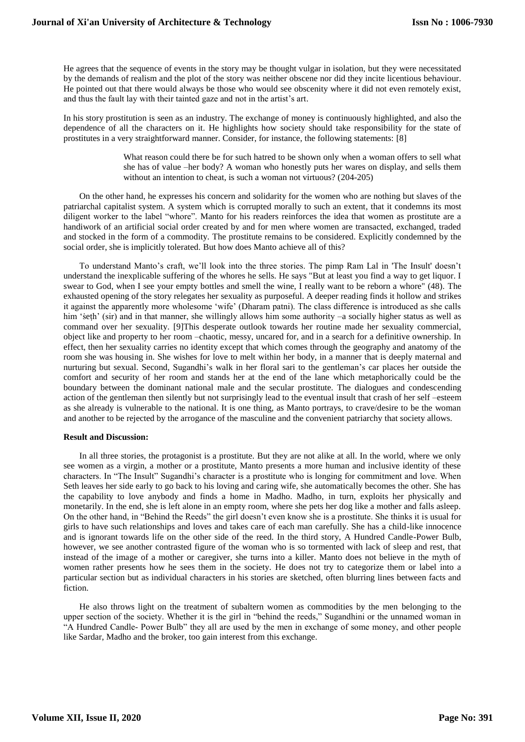He agrees that the sequence of events in the story may be thought vulgar in isolation, but they were necessitated by the demands of realism and the plot of the story was neither obscene nor did they incite licentious behaviour. He pointed out that there would always be those who would see obscenity where it did not even remotely exist, and thus the fault lay with their tainted gaze and not in the artist's art.

In his story prostitution is seen as an industry. The exchange of money is continuously highlighted, and also the dependence of all the characters on it. He highlights how society should take responsibility for the state of prostitutes in a very straightforward manner. Consider, for instance, the following statements: [8]

> What reason could there be for such hatred to be shown only when a woman offers to sell what she has of value –her body? A woman who honestly puts her wares on display, and sells them without an intention to cheat, is such a woman not virtuous? (204-205)

On the other hand, he expresses his concern and solidarity for the women who are nothing but slaves of the patriarchal capitalist system. A system which is corrupted morally to such an extent, that it condemns its most diligent worker to the label "whore". Manto for his readers reinforces the idea that women as prostitute are a handiwork of an artificial social order created by and for men where women are transacted, exchanged, traded and stocked in the form of a commodity. The prostitute remains to be considered. Explicitly condemned by the social order, she is implicitly tolerated. But how does Manto achieve all of this?

To understand Manto's craft, we'll look into the three stories. The pimp Ram Lal in 'The Insult' doesn't understand the inexplicable suffering of the whores he sells. He says "But at least you find a way to get liquor. I swear to God, when I see your empty bottles and smell the wine, I really want to be reborn a whore" (48). The exhausted opening of the story relegates her sexuality as purposeful. A deeper reading finds it hollow and strikes it against the apparently more wholesome 'wife' (Dharam patni). The class difference is introduced as she calls him 'śeṭh' (sir) and in that manner, she willingly allows him some authority –a socially higher status as well as command over her sexuality. [9]This desperate outlook towards her routine made her sexuality commercial, object like and property to her room –chaotic, messy, uncared for, and in a search for a definitive ownership. In effect, then her sexuality carries no identity except that which comes through the geography and anatomy of the room she was housing in. She wishes for love to melt within her body, in a manner that is deeply maternal and nurturing but sexual. Second, Sugandhi's walk in her floral sari to the gentleman's car places her outside the comfort and security of her room and stands her at the end of the lane which metaphorically could be the boundary between the dominant national male and the secular prostitute. The dialogues and condescending action of the gentleman then silently but not surprisingly lead to the eventual insult that crash of her self –esteem as she already is vulnerable to the national. It is one thing, as Manto portrays, to crave/desire to be the woman and another to be rejected by the arrogance of the masculine and the convenient patriarchy that society allows.

**Result and Discussion:**

In all three stories, the protagonist is a prostitute. But they are not alike at all. In the world, where we only see women as a virgin, a mother or a prostitute, Manto presents a more human and inclusive identity of these characters. In "The Insult" Sugandhi's character is a prostitute who is longing for commitment and love. When Seth leaves her side early to go back to his loving and caring wife, she automatically becomes the other. She has the capability to love anybody and finds a home in Madho. Madho, in turn, exploits her physically and monetarily. In the end, she is left alone in an empty room, where she pets her dog like a mother and falls asleep. On the other hand, in "Behind the Reeds" the girl doesn't even know she is a prostitute. She thinks it is usual for girls to have such relationships and loves and takes care of each man carefully. She has a child-like innocence and is ignorant towards life on the other side of the reed. In the third story, A Hundred Candle-Power Bulb, however, we see another contrasted figure of the woman who is so tormented with lack of sleep and rest, that instead of the image of a mother or caregiver, she turns into a killer. Manto does not believe in the myth of women rather presents how he sees them in the society. He does not try to categorize them or label into a particular section but as individual characters in his stories are sketched, often blurring lines between facts and fiction.

He also throws light on the treatment of subaltern women as commodities by the men belonging to the upper section of the society. Whether it is the girl in "behind the reeds," Sugandhini or the unnamed woman in "A Hundred Candle- Power Bulb" they all are used by the men in exchange of some money, and other people like Sardar, Madho and the broker, too gain interest from this exchange.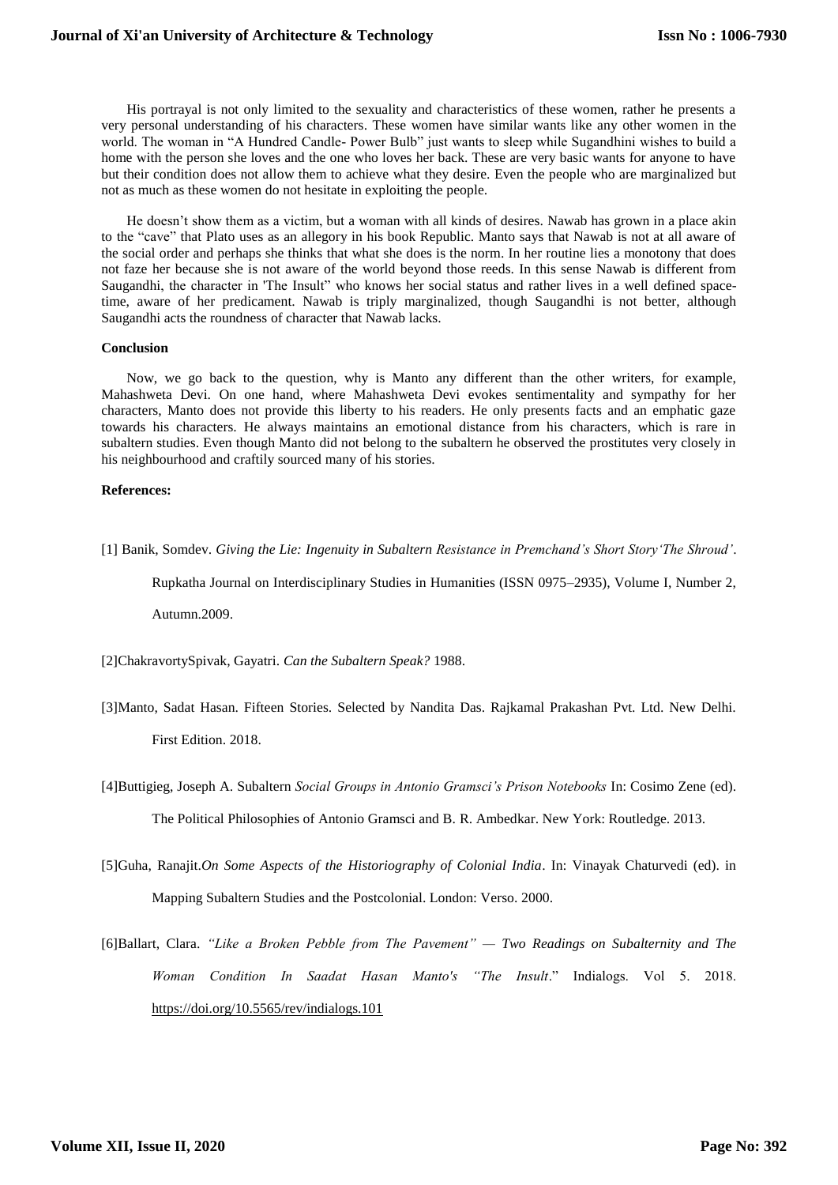His portrayal is not only limited to the sexuality and characteristics of these women, rather he presents a very personal understanding of his characters. These women have similar wants like any other women in the world. The woman in "A Hundred Candle- Power Bulb" just wants to sleep while Sugandhini wishes to build a home with the person she loves and the one who loves her back. These are very basic wants for anyone to have but their condition does not allow them to achieve what they desire. Even the people who are marginalized but not as much as these women do not hesitate in exploiting the people.

He doesn't show them as a victim, but a woman with all kinds of desires. Nawab has grown in a place akin to the "cave" that Plato uses as an allegory in his book Republic. Manto says that Nawab is not at all aware of the social order and perhaps she thinks that what she does is the norm. In her routine lies a monotony that does not faze her because she is not aware of the world beyond those reeds. In this sense Nawab is different from Saugandhi, the character in 'The Insult" who knows her social status and rather lives in a well defined space-time, aware of her predicament. Nawab is triply marginalized, though Saugandhi is not better, although Saugandhi acts the roundness of character that Nawab lacks.

**Conclusion**

Now, we go back to the question, why is Manto any different than the other writers, for example, Mahashweta Devi. On one hand, where Mahashweta Devi evokes sentimentality and sympathy for her characters, Manto does not provide this liberty to his readers. He only presents facts and an emphatic gaze towards his characters. He always maintains an emotional distance from his characters, which is rare in subaltern studies. Even though Manto did not belong to the subaltern he observed the prostitutes very closely in his neighbourhood and craftily sourced many of his stories.

**References:**

[1] Banik, Somdev. *Giving the Lie: Ingenuity in Subaltern Resistance in Premchand's Short Story'The Shroud'*. Rupkatha Journal on Interdisciplinary Studies in Humanities (ISSN 0975–2935), Volume I, Number 2, Autumn.2009.

[2]ChakravortySpivak, Gayatri. *Can the Subaltern Speak?* 1988.

[3]Manto, Sadat Hasan. Fifteen Stories. Selected by Nandita Das. Rajkamal Prakashan Pvt. Ltd. New Delhi. First Edition. 2018.

[4]Buttigieg, Joseph A. Subaltern *Social Groups in Antonio Gramsci's Prison Notebooks* In: Cosimo Zene (ed). The Political Philosophies of Antonio Gramsci and B. R. Ambedkar. New York: Routledge. 2013.

[5]Guha, Ranajit.*On Some Aspects of the Historiography of Colonial India*. In: Vinayak Chaturvedi (ed). in Mapping Subaltern Studies and the Postcolonial. London: Verso. 2000.

[6]Ballart, Clara. *"Like a Broken Pebble from The Pavement" — Two Readings on Subalternity and The Woman Condition In Saadat Hasan Manto's "The Insult*." Indialogs. Vol 5. 2018. https://doi.org/10.5565/rev/indialogs.101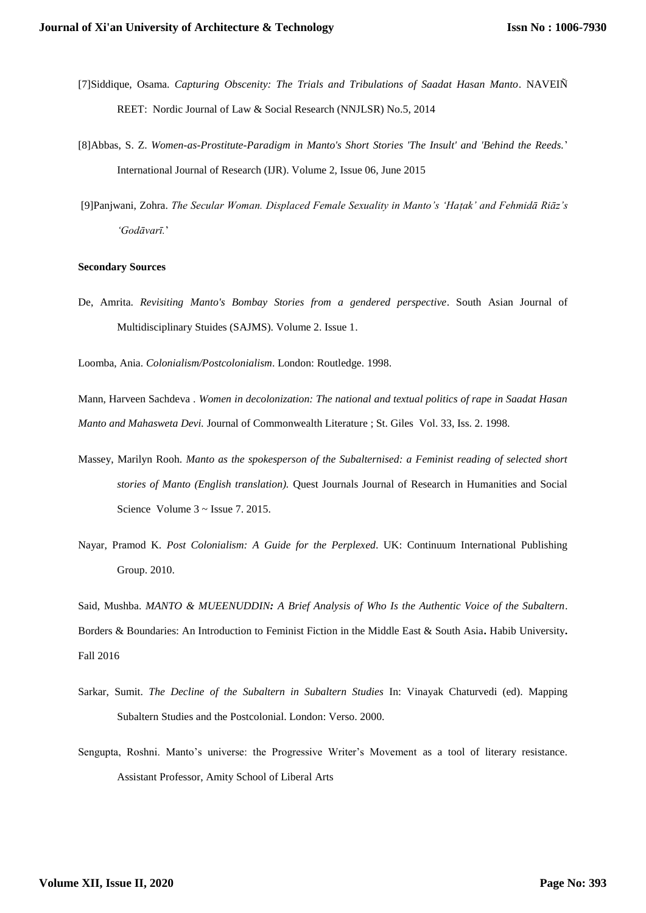[7]Siddique, Osama. *Capturing Obscenity: The Trials and Tribulations of Saadat Hasan Manto*. NAVEIÑ REET: Nordic Journal of Law & Social Research (NNJLSR) No.5, 2014

[8]Abbas, S. Z. *Women-as-Prostitute-Paradigm in Manto's Short Stories 'The Insult' and 'Behind the Reeds.'* International Journal of Research (IJR). Volume 2, Issue 06, June 2015

[9]Panjwani, Zohra. *The Secular Woman. Displaced Female Sexuality in Manto's 'Haṭak' and Fehmidā Riāz's 'Godāvarī.'*

**Secondary Sources**

De, Amrita. *Revisiting Manto's Bombay Stories from a gendered perspective*. South Asian Journal of Multidisciplinary Stuides (SAJMS). Volume 2. Issue 1.

Loomba, Ania. *Colonialism/Postcolonialism*. London: Routledge. 1998.

Mann, Harveen Sachdeva . *Women in decolonization: The national and textual politics of rape in Saadat Hasan Manto and Mahasweta Devi.* Journal of Commonwealth Literature ; St. Giles Vol. 33, Iss. 2. 1998.

Massey, Marilyn Rooh. *Manto as the spokesperson of the Subalternised: a Feminist reading of selected short stories of Manto (English translation).* Quest Journals Journal of Research in Humanities and Social Science Volume 3 ~ Issue 7. 2015.

Nayar, Pramod K. *Post Colonialism: A Guide for the Perplexed*. UK: Continuum International Publishing Group. 2010.

Said, Mushba. *MANTO & MUEENUDDIN: A Brief Analysis of Who Is the Authentic Voice of the Subaltern*. Borders & Boundaries: An Introduction to Feminist Fiction in the Middle East & South Asia**.** Habib University**.** Fall 2016

Sarkar, Sumit. *The Decline of the Subaltern in Subaltern Studies* In: Vinayak Chaturvedi (ed). Mapping Subaltern Studies and the Postcolonial. London: Verso. 2000.

Sengupta, Roshni. Manto's universe: the Progressive Writer's Movement as a tool of literary resistance. Assistant Professor, Amity School of Liberal Arts